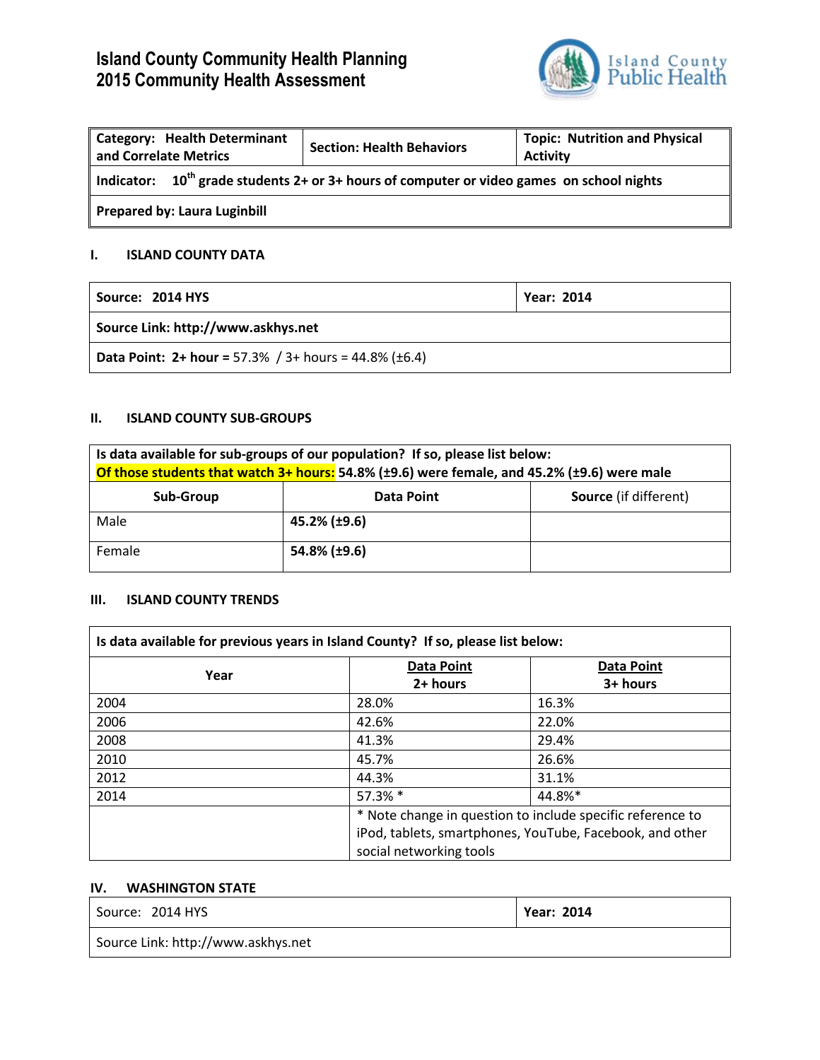# Island County Community Health Planning
# 2015 Community Health Assessment

Island County Public Health

| **Category: Health Determinant and Correlate Metrics** | **Section: Health Behaviors** | **Topic: Nutrition and Physical Activity** |
|---|---|---|
| **Indicator: 10th grade students 2+ or 3+ hours of computer or video games on school nights** | | |
| **Prepared by: Laura Luginbill** | | |

## I. ISLAND COUNTY DATA

| **Source: 2014 HYS** | **Year: 2014** |
|---|---|
| **Source Link: http://www.askhys.net** | |
| **Data Point: 2+ hour =** 57.3% / 3+ hours = 44.8% (±6.4) | |

## II. ISLAND COUNTY SUB-GROUPS

**Is data available for sub-groups of our population? If so, please list below:**
**Of those students that watch 3+ hours: 54.8% (±9.6) were female, and 45.2% (±9.6) were male**

| Sub-Group | Data Point | Source (if different) |
|---|---|---|
| Male | **45.2% (±9.6)** | |
| Female | **54.8% (±9.6)** | |

## III. ISLAND COUNTY TRENDS

**Is data available for previous years in Island County? If so, please list below:**

| Year | Data Point 2+ hours | Data Point 3+ hours |
|---|---|---|
| 2004 | 28.0% | 16.3% |
| 2006 | 42.6% | 22.0% |
| 2008 | 41.3% | 29.4% |
| 2010 | 45.7% | 26.6% |
| 2012 | 44.3% | 31.1% |
| 2014 | 57.3% * | 44.8%* |
| | * Note change in question to include specific reference to iPod, tablets, smartphones, YouTube, Facebook, and other social networking tools | |

## IV. WASHINGTON STATE

| Source: 2014 HYS | **Year: 2014** |
|---|---|
| Source Link: http://www.askhys.net | |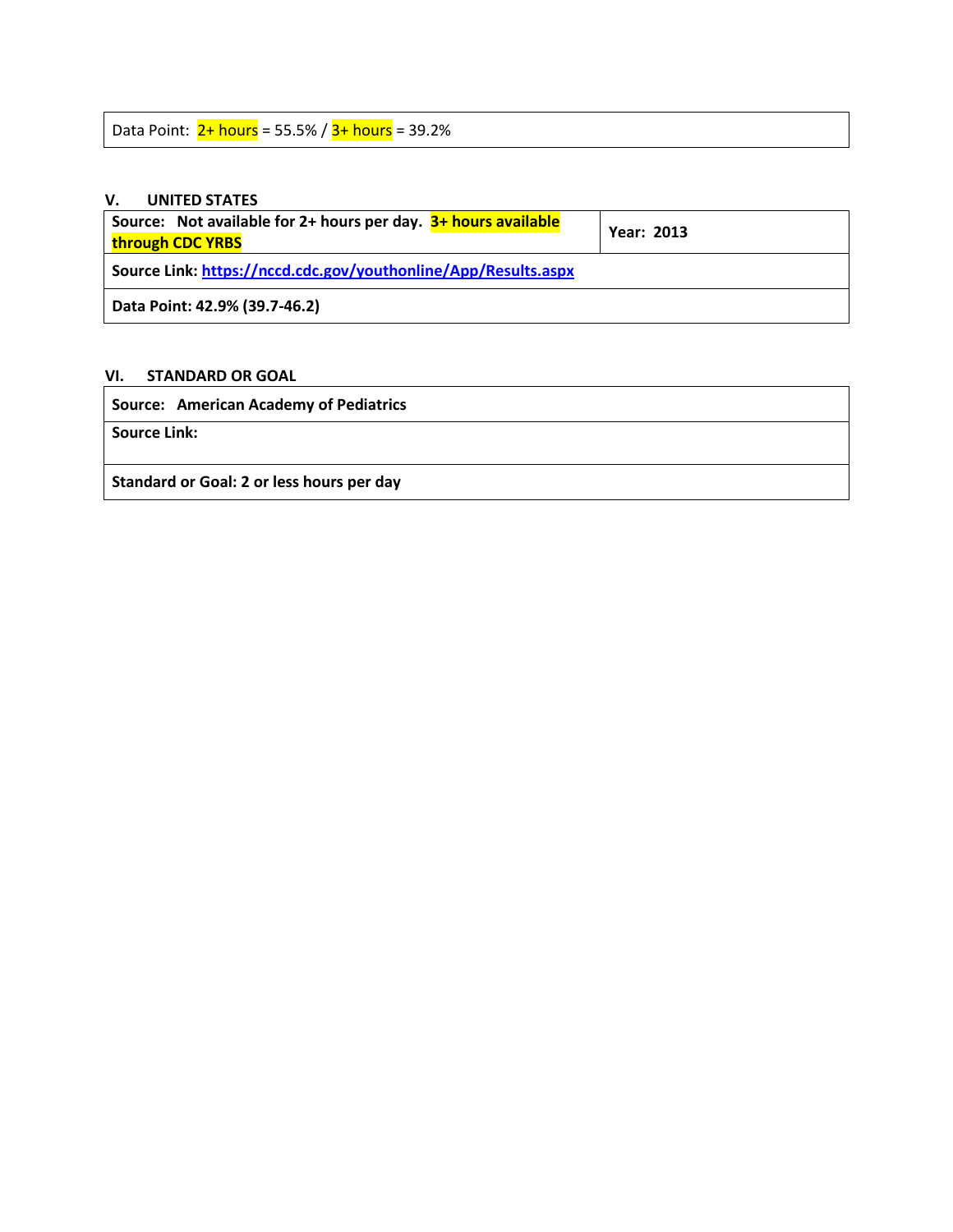| |
|---|
| Data Point: 2+ hours = 55.5% / 3+ hours = 39.2% |

## V. UNITED STATES

| | |
|---|---|
| **Source: Not available for 2+ hours per day. 3+ hours available through CDC YRBS** | **Year: 2013** |
| **Source Link: [https://nccd.cdc.gov/youthonline/App/Results.aspx](https://nccd.cdc.gov/youthonline/App/Results.aspx)** | |
| **Data Point: 42.9% (39.7-46.2)** | |

## VI. STANDARD OR GOAL

| |
|---|
| **Source: American Academy of Pediatrics** |
| **Source Link:** |
| **Standard or Goal: 2 or less hours per day** |